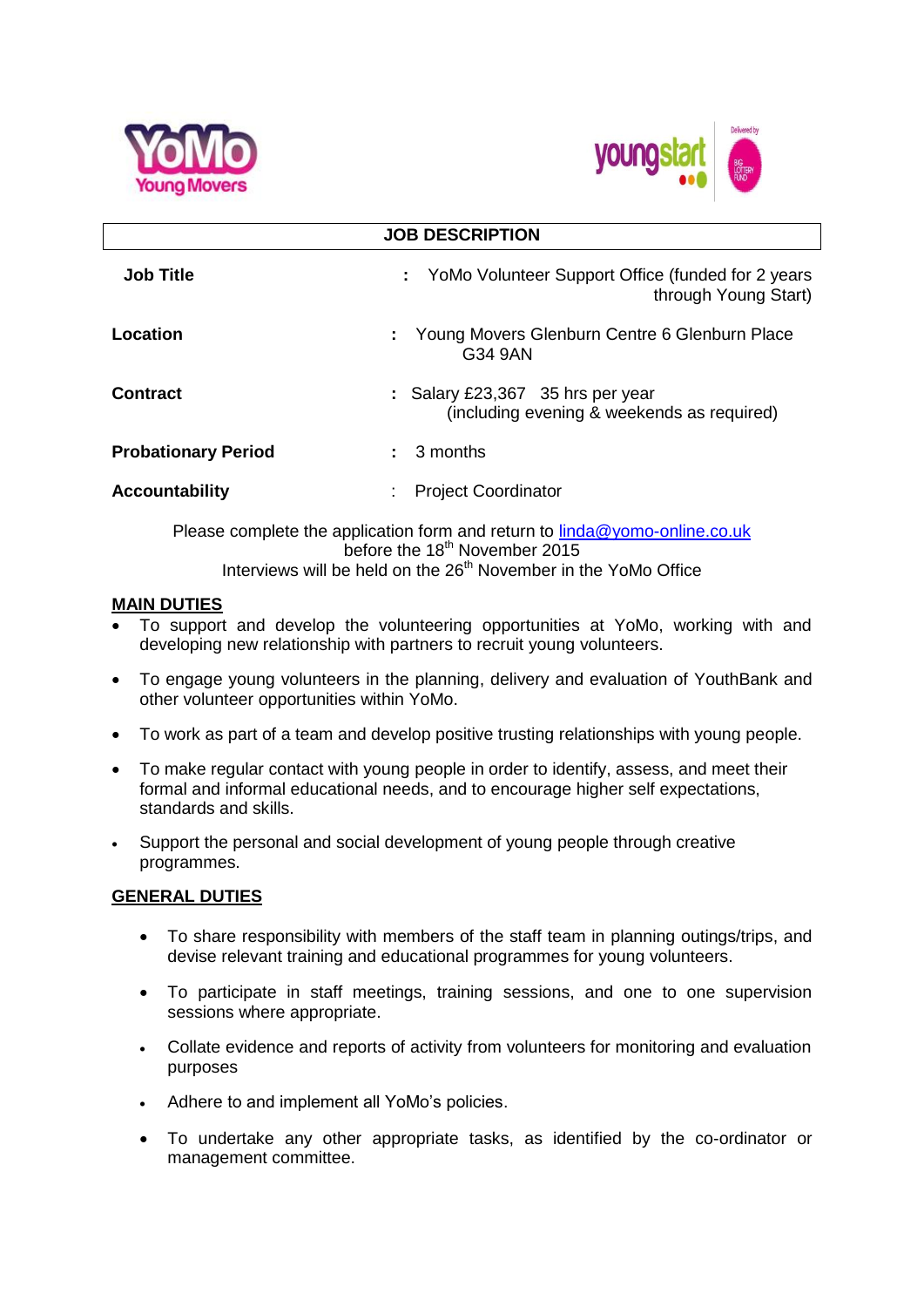## JOB DESCRIPTION

| | | |
|---|---|---|
| **Job Title** | : | YoMo Volunteer Support Office (funded for 2 years through Young Start) |
| **Location** | : | Young Movers Glenburn Centre 6 Glenburn Place G34 9AN |
| **Contract** | : | Salary £23,367 35 hrs per year (including evening & weekends as required) |
| **Probationary Period** | : | 3 months |
| **Accountability** | : | Project Coordinator |

Please complete the application form and return to linda@yomo-online.co.uk before the 18th November 2015
Interviews will be held on the 26th November in the YoMo Office

**MAIN DUTIES**

- To support and develop the volunteering opportunities at YoMo, working with and developing new relationship with partners to recruit young volunteers.
- To engage young volunteers in the planning, delivery and evaluation of YouthBank and other volunteer opportunities within YoMo.
- To work as part of a team and develop positive trusting relationships with young people.
- To make regular contact with young people in order to identify, assess, and meet their formal and informal educational needs, and to encourage higher self expectations, standards and skills.
- Support the personal and social development of young people through creative programmes.

**GENERAL DUTIES**

- To share responsibility with members of the staff team in planning outings/trips, and devise relevant training and educational programmes for young volunteers.
- To participate in staff meetings, training sessions, and one to one supervision sessions where appropriate.
- Collate evidence and reports of activity from volunteers for monitoring and evaluation purposes
- Adhere to and implement all YoMo's policies.
- To undertake any other appropriate tasks, as identified by the co-ordinator or management committee.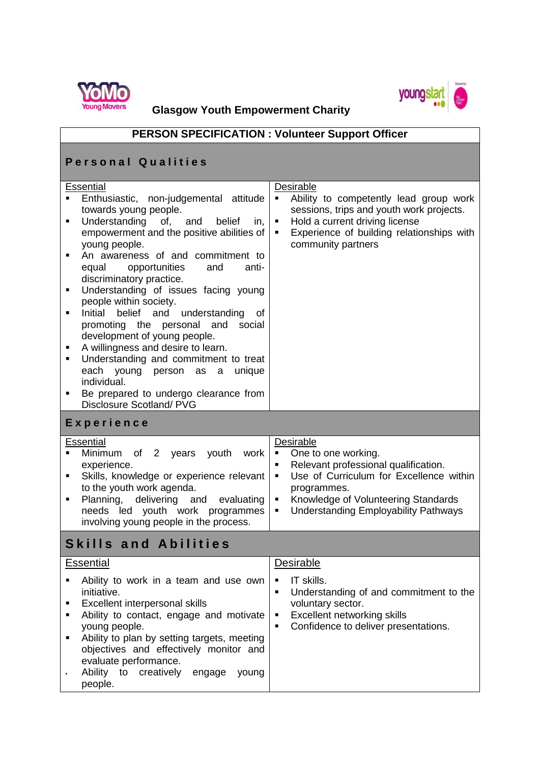Glasgow Youth Empowerment Charity

## PERSON SPECIFICATION : Volunteer Support Officer

### Personal Qualities

| Essential | Desirable |
|---|---|
| ▪ Enthusiastic, non-judgemental attitude towards young people.<br>▪ Understanding of, and belief in, empowerment and the positive abilities of young people.<br>▪ An awareness of and commitment to equal opportunities and anti-discriminatory practice.<br>▪ Understanding of issues facing young people within society.<br>▪ Initial belief and understanding of promoting the personal and social development of young people.<br>▪ A willingness and desire to learn.<br>▪ Understanding and commitment to treat each young person as a unique individual.<br>▪ Be prepared to undergo clearance from Disclosure Scotland/ PVG | ▪ Ability to competently lead group work sessions, trips and youth work projects.<br>▪ Hold a current driving license<br>▪ Experience of building relationships with community partners |

### Experience

| Essential | Desirable |
|---|---|
| ▪ Minimum of 2 years youth work experience.<br>▪ Skills, knowledge or experience relevant to the youth work agenda.<br>▪ Planning, delivering and evaluating needs led youth work programmes involving young people in the process. | ▪ One to one working.<br>▪ Relevant professional qualification.<br>▪ Use of Curriculum for Excellence within programmes.<br>▪ Knowledge of Volunteering Standards<br>▪ Understanding Employability Pathways |

### Skills and Abilities

| Essential | Desirable |
|---|---|
| ▪ Ability to work in a team and use own initiative.<br>▪ Excellent interpersonal skills<br>▪ Ability to contact, engage and motivate young people.<br>▪ Ability to plan by setting targets, meeting objectives and effectively monitor and evaluate performance.<br>▪ Ability to creatively engage young people. | ▪ IT skills.<br>▪ Understanding of and commitment to the voluntary sector.<br>▪ Excellent networking skills<br>▪ Confidence to deliver presentations. |